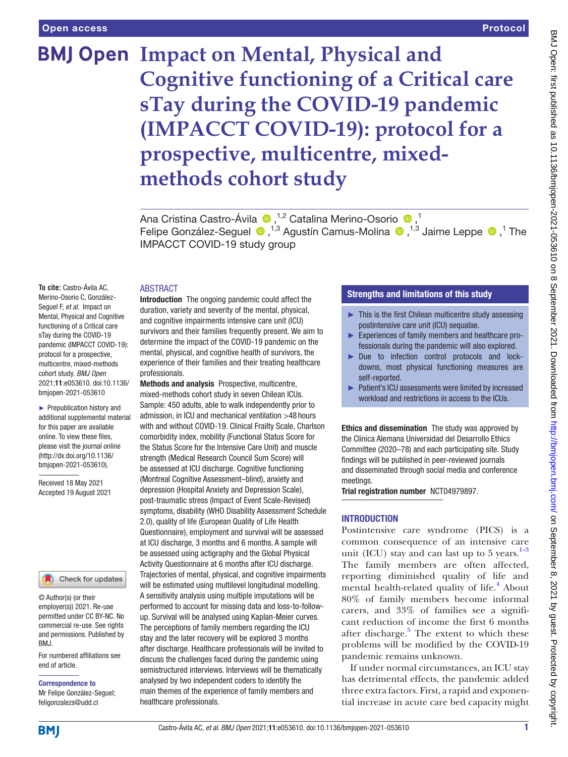Open access | Protocol

# Impact on Mental, Physical and Cognitive functioning of a Critical care sTay during the COVID-19 pandemic (IMPACCT COVID-19): protocol for a prospective, multicentre, mixed-methods cohort study

Ana Cristina Castro-Ávila [1,2], Catalina Merino-Osorio [1], Felipe González-Seguel [1,3], Agustín Camus-Molina [1,3], Jaime Leppe [1], The IMPACCT COVID-19 study group

**To cite:** Castro-Ávila AC, Merino-Osorio C, González-Seguel F, *et al*. Impact on Mental, Physical and Cognitive functioning of a Critical care sTay during the COVID-19 pandemic (IMPACCT COVID-19): protocol for a prospective, multicentre, mixed-methods cohort study. *BMJ Open* 2021;**11**:e053610. doi:10.1136/bmjopen-2021-053610

► Prepublication history and additional supplemental material for this paper are available online. To view these files, please visit the journal online (http://dx.doi.org/10.1136/bmjopen-2021-053610).

Received 18 May 2021
Accepted 19 August 2021

© Author(s) (or their employer(s)) 2021. Re-use permitted under CC BY-NC. No commercial re-use. See rights and permissions. Published by BMJ.

For numbered affiliations see end of article.

**Correspondence to**
Mr Felipe González-Seguel; feligonzalezs@udd.cl

## ABSTRACT

**Introduction** The ongoing pandemic could affect the duration, variety and severity of the mental, physical, and cognitive impairments intensive care unit (ICU) survivors and their families frequently present. We aim to determine the impact of the COVID-19 pandemic on the mental, physical, and cognitive health of survivors, the experience of their families and their treating healthcare professionals.

**Methods and analysis** Prospective, multicentre, mixed-methods cohort study in seven Chilean ICUs. Sample: 450 adults, able to walk independently prior to admission, in ICU and mechanical ventilation >48 hours with and without COVID-19. Clinical Frailty Scale, Charlson comorbidity index, mobility (Functional Status Score for the Status Score for the Intensive Care Unit) and muscle strength (Medical Research Council Sum Score) will be assessed at ICU discharge. Cognitive functioning (Montreal Cognitive Assessment–blind), anxiety and depression (Hospital Anxiety and Depression Scale), post-traumatic stress (Impact of Event Scale-Revised) symptoms, disability (WHO Disability Assessment Schedule 2.0), quality of life (European Quality of Life Health Questionnaire), employment and survival will be assessed at ICU discharge, 3 months and 6 months. A sample will be assessed using actigraphy and the Global Physical Activity Questionnaire at 6 months after ICU discharge. Trajectories of mental, physical, and cognitive impairments will be estimated using multilevel longitudinal modelling. A sensitivity analysis using multiple imputations will be performed to account for missing data and loss-to-follow-up. Survival will be analysed using Kaplan-Meier curves. The perceptions of family members regarding the ICU stay and the later recovery will be explored 3 months after discharge. Healthcare professionals will be invited to discuss the challenges faced during the pandemic using semistructured interviews. Interviews will be thematically analysed by two independent coders to identify the main themes of the experience of family members and healthcare professionals.

**Ethics and dissemination** The study was approved by the Clinica Alemana Universidad del Desarrollo Ethics Committee (2020–78) and each participating site. Study findings will be published in peer-reviewed journals and disseminated through social media and conference meetings.

**Trial registration number** NCT04979897.

## Strengths and limitations of this study

- This is the first Chilean multicentre study assessing postintensive care unit (ICU) sequalae.
- Experiences of family members and healthcare professionals during the pandemic will also explored.
- Due to infection control protocols and lockdowns, most physical functioning measures are self-reported.
- Patient's ICU assessments were limited by increased workload and restrictions in access to the ICUs.

## INTRODUCTION

Postintensive care syndrome (PICS) is a common consequence of an intensive care unit (ICU) stay and can last up to 5 years.[1–3] The family members are often affected, reporting diminished quality of life and mental health-related quality of life.[4] About 80% of family members become informal carers, and 33% of families see a significant reduction of income the first 6 months after discharge.[5] The extent to which these problems will be modified by the COVID-19 pandemic remains unknown.

If under normal circumstances, an ICU stay has detrimental effects, the pandemic added three extra factors. First, a rapid and exponential increase in acute care bed capacity might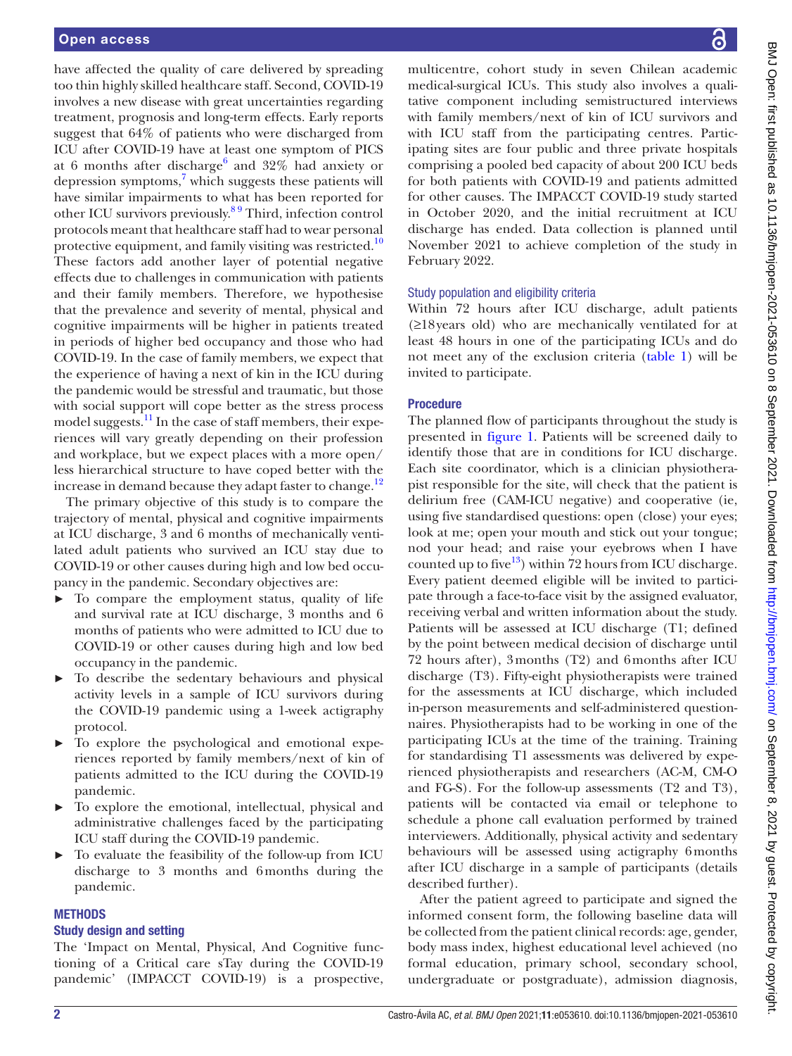have affected the quality of care delivered by spreading too thin highly skilled healthcare staff. Second, COVID-19 involves a new disease with great uncertainties regarding treatment, prognosis and long-term effects. Early reports suggest that 64% of patients who were discharged from ICU after COVID-19 have at least one symptom of PICS at 6 months after discharge[6] and 32% had anxiety or depression symptoms,[7] which suggests these patients will have similar impairments to what has been reported for other ICU survivors previously.[8 9] Third, infection control protocols meant that healthcare staff had to wear personal protective equipment, and family visiting was restricted.[10] These factors add another layer of potential negative effects due to challenges in communication with patients and their family members. Therefore, we hypothesise that the prevalence and severity of mental, physical and cognitive impairments will be higher in patients treated in periods of higher bed occupancy and those who had COVID-19. In the case of family members, we expect that the experience of having a next of kin in the ICU during the pandemic would be stressful and traumatic, but those with social support will cope better as the stress process model suggests.[11] In the case of staff members, their experiences will vary greatly depending on their profession and workplace, but we expect places with a more open/less hierarchical structure to have coped better with the increase in demand because they adapt faster to change.[12]

The primary objective of this study is to compare the trajectory of mental, physical and cognitive impairments at ICU discharge, 3 and 6 months of mechanically ventilated adult patients who survived an ICU stay due to COVID-19 or other causes during high and low bed occupancy in the pandemic. Secondary objectives are:

- To compare the employment status, quality of life and survival rate at ICU discharge, 3 months and 6 months of patients who were admitted to ICU due to COVID-19 or other causes during high and low bed occupancy in the pandemic.
- To describe the sedentary behaviours and physical activity levels in a sample of ICU survivors during the COVID-19 pandemic using a 1-week actigraphy protocol.
- To explore the psychological and emotional experiences reported by family members/next of kin of patients admitted to the ICU during the COVID-19 pandemic.
- To explore the emotional, intellectual, physical and administrative challenges faced by the participating ICU staff during the COVID-19 pandemic.
- To evaluate the feasibility of the follow-up from ICU discharge to 3 months and 6 months during the pandemic.

## METHODS

### Study design and setting

The 'Impact on Mental, Physical, And Cognitive functioning of a Critical care sTay during the COVID-19 pandemic' (IMPACCT COVID-19) is a prospective, multicentre, cohort study in seven Chilean academic medical-surgical ICUs. This study also involves a qualitative component including semistructured interviews with family members/next of kin of ICU survivors and with ICU staff from the participating centres. Participating sites are four public and three private hospitals comprising a pooled bed capacity of about 200 ICU beds for both patients with COVID-19 and patients admitted for other causes. The IMPACCT COVID-19 study started in October 2020, and the initial recruitment at ICU discharge has ended. Data collection is planned until November 2021 to achieve completion of the study in February 2022.

### Study population and eligibility criteria

Within 72 hours after ICU discharge, adult patients (≥18 years old) who are mechanically ventilated for at least 48 hours in one of the participating ICUs and do not meet any of the exclusion criteria (table 1) will be invited to participate.

### Procedure

The planned flow of participants throughout the study is presented in figure 1. Patients will be screened daily to identify those that are in conditions for ICU discharge. Each site coordinator, which is a clinician physiotherapist responsible for the site, will check that the patient is delirium free (CAM-ICU negative) and cooperative (ie, using five standardised questions: open (close) your eyes; look at me; open your mouth and stick out your tongue; nod your head; and raise your eyebrows when I have counted up to five[13]) within 72 hours from ICU discharge. Every patient deemed eligible will be invited to participate through a face-to-face visit by the assigned evaluator, receiving verbal and written information about the study. Patients will be assessed at ICU discharge (T1; defined by the point between medical decision of discharge until 72 hours after), 3 months (T2) and 6 months after ICU discharge (T3). Fifty-eight physiotherapists were trained for the assessments at ICU discharge, which included in-person measurements and self-administered questionnaires. Physiotherapists had to be working in one of the participating ICUs at the time of the training. Training for standardising T1 assessments was delivered by experienced physiotherapists and researchers (AC-M, CM-O and FG-S). For the follow-up assessments (T2 and T3), patients will be contacted via email or telephone to schedule a phone call evaluation performed by trained interviewers. Additionally, physical activity and sedentary behaviours will be assessed using actigraphy 6 months after ICU discharge in a sample of participants (details described further).

After the patient agreed to participate and signed the informed consent form, the following baseline data will be collected from the patient clinical records: age, gender, body mass index, highest educational level achieved (no formal education, primary school, secondary school, undergraduate or postgraduate), admission diagnosis,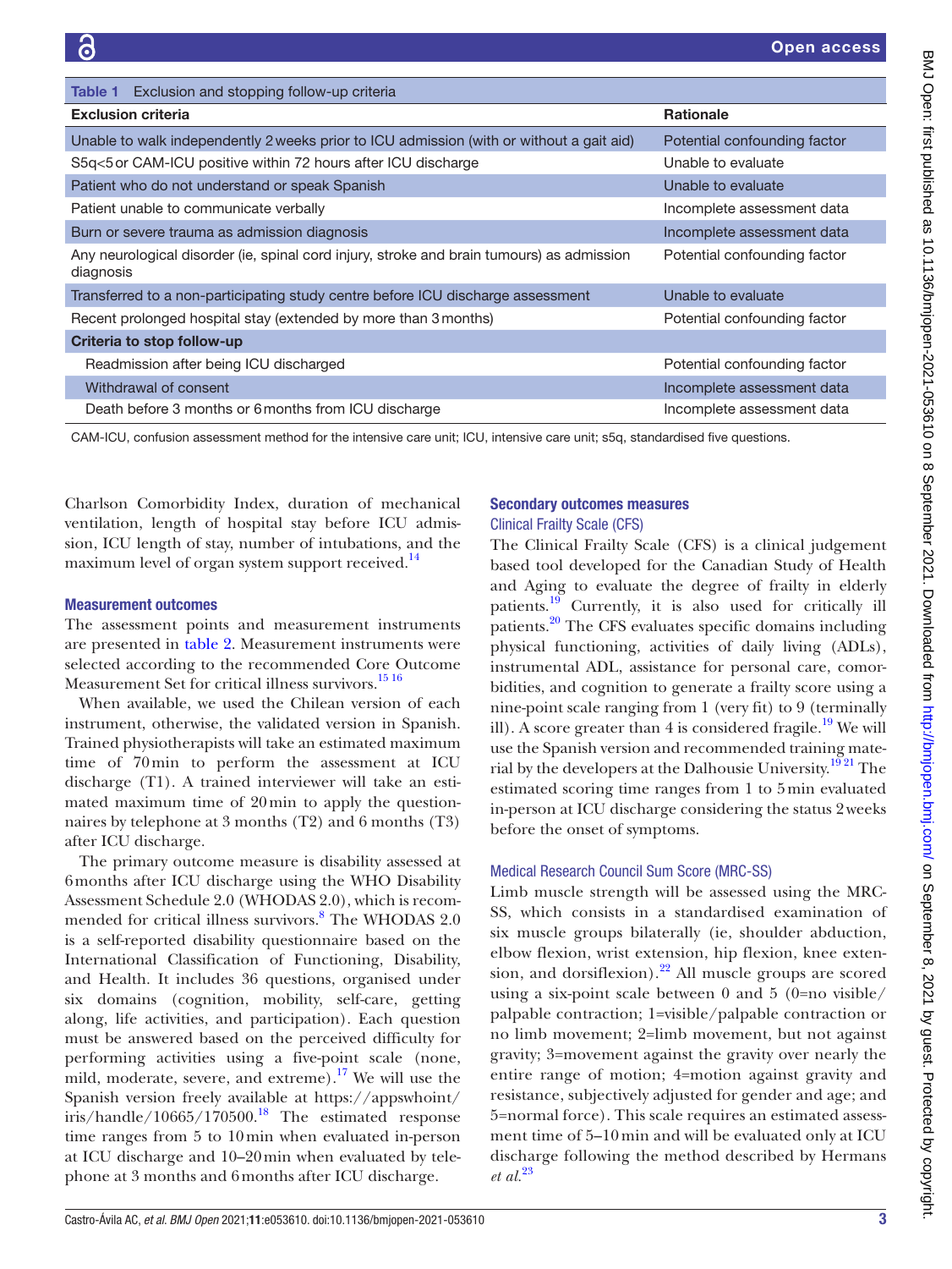Table 1 Exclusion and stopping follow-up criteria

| Exclusion criteria | Rationale |
|---|---|
| Unable to walk independently 2 weeks prior to ICU admission (with or without a gait aid) | Potential confounding factor |
| S5q<5 or CAM-ICU positive within 72 hours after ICU discharge | Unable to evaluate |
| Patient who do not understand or speak Spanish | Unable to evaluate |
| Patient unable to communicate verbally | Incomplete assessment data |
| Burn or severe trauma as admission diagnosis | Incomplete assessment data |
| Any neurological disorder (ie, spinal cord injury, stroke and brain tumours) as admission diagnosis | Potential confounding factor |
| Transferred to a non-participating study centre before ICU discharge assessment | Unable to evaluate |
| Recent prolonged hospital stay (extended by more than 3 months) | Potential confounding factor |
| **Criteria to stop follow-up** | |
| Readmission after being ICU discharged | Potential confounding factor |
| Withdrawal of consent | Incomplete assessment data |
| Death before 3 months or 6 months from ICU discharge | Incomplete assessment data |

CAM-ICU, confusion assessment method for the intensive care unit; ICU, intensive care unit; s5q, standardised five questions.

Charlson Comorbidity Index, duration of mechanical ventilation, length of hospital stay before ICU admission, ICU length of stay, number of intubations, and the maximum level of organ system support received.[14]

### Measurement outcomes

The assessment points and measurement instruments are presented in table 2. Measurement instruments were selected according to the recommended Core Outcome Measurement Set for critical illness survivors.[15 16]

When available, we used the Chilean version of each instrument, otherwise, the validated version in Spanish. Trained physiotherapists will take an estimated maximum time of 70 min to perform the assessment at ICU discharge (T1). A trained interviewer will take an estimated maximum time of 20 min to apply the questionnaires by telephone at 3 months (T2) and 6 months (T3) after ICU discharge.

The primary outcome measure is disability assessed at 6 months after ICU discharge using the WHO Disability Assessment Schedule 2.0 (WHODAS 2.0), which is recommended for critical illness survivors.[8] The WHODAS 2.0 is a self-reported disability questionnaire based on the International Classification of Functioning, Disability, and Health. It includes 36 questions, organised under six domains (cognition, mobility, self-care, getting along, life activities, and participation). Each question must be answered based on the perceived difficulty for performing activities using a five-point scale (none, mild, moderate, severe, and extreme).[17] We will use the Spanish version freely available at https://appswhoint/iris/handle/10665/170500.[18] The estimated response time ranges from 5 to 10 min when evaluated in-person at ICU discharge and 10–20 min when evaluated by telephone at 3 months and 6 months after ICU discharge.

### Secondary outcomes measures

#### Clinical Frailty Scale (CFS)

The Clinical Frailty Scale (CFS) is a clinical judgement based tool developed for the Canadian Study of Health and Aging to evaluate the degree of frailty in elderly patients.[19] Currently, it is also used for critically ill patients.[20] The CFS evaluates specific domains including physical functioning, activities of daily living (ADLs), instrumental ADL, assistance for personal care, comorbidities, and cognition to generate a frailty score using a nine-point scale ranging from 1 (very fit) to 9 (terminally ill). A score greater than 4 is considered fragile.[19] We will use the Spanish version and recommended training material by the developers at the Dalhousie University.[19 21] The estimated scoring time ranges from 1 to 5 min evaluated in-person at ICU discharge considering the status 2 weeks before the onset of symptoms.

#### Medical Research Council Sum Score (MRC-SS)

Limb muscle strength will be assessed using the MRC-SS, which consists in a standardised examination of six muscle groups bilaterally (ie, shoulder abduction, elbow flexion, wrist extension, hip flexion, knee extension, and dorsiflexion).[22] All muscle groups are scored using a six-point scale between 0 and 5 (0=no visible/palpable contraction; 1=visible/palpable contraction or no limb movement; 2=limb movement, but not against gravity; 3=movement against the gravity over nearly the entire range of motion; 4=motion against gravity and resistance, subjectively adjusted for gender and age; and 5=normal force). This scale requires an estimated assessment time of 5–10 min and will be evaluated only at ICU discharge following the method described by Hermans *et al*.[23]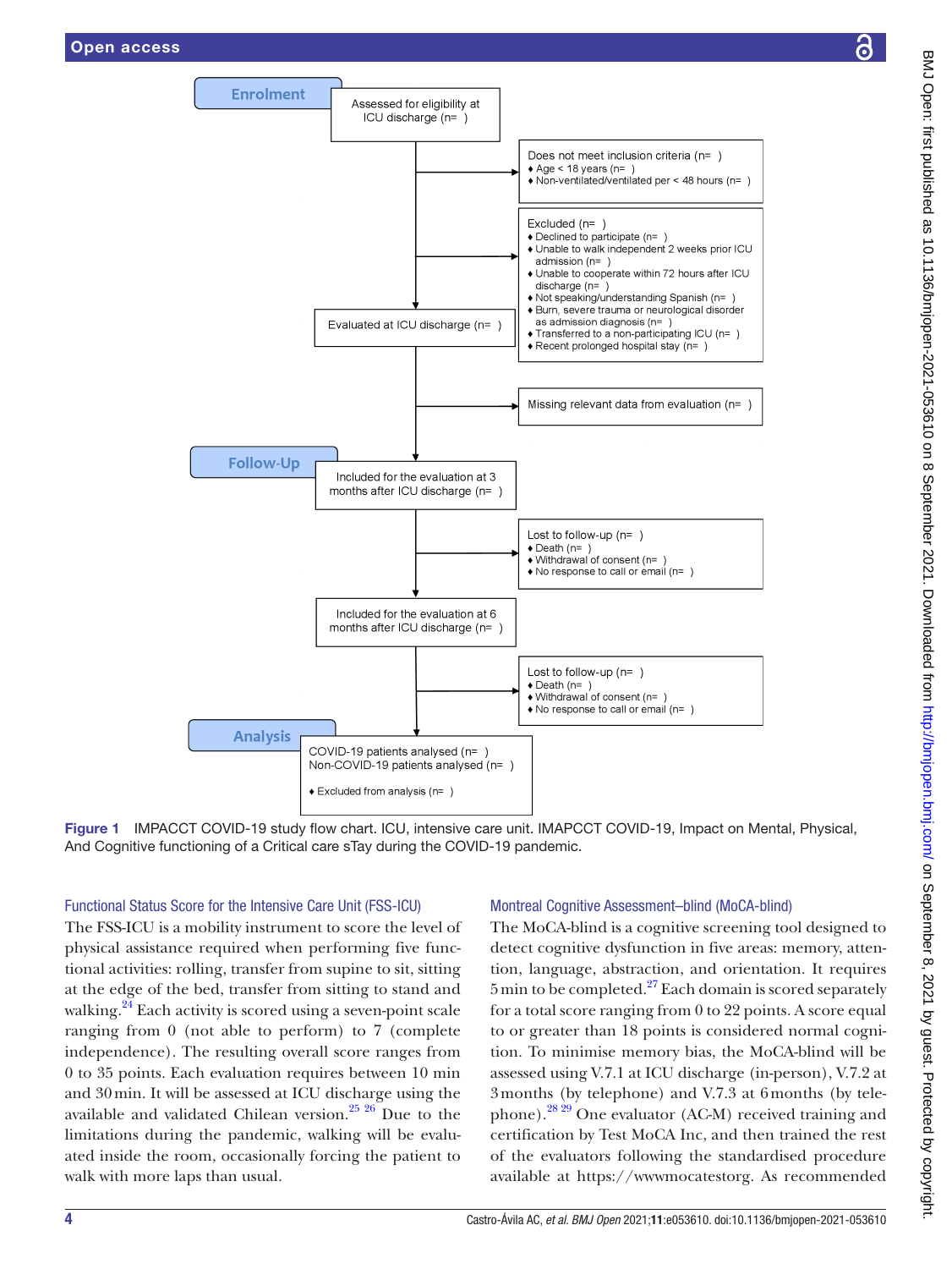**Enrolment**

Assessed for eligibility at ICU discharge (n= )

Does not meet inclusion criteria (n= )
- Age < 18 years (n= )
- Non-ventilated/ventilated per < 48 hours (n= )

Excluded (n= )
- Declined to participate (n= )
- Unable to walk independent 2 weeks prior ICU admission (n= )
- Unable to cooperate within 72 hours after ICU discharge (n= )
- Not speaking/understanding Spanish (n= )
- Burn, severe trauma or neurological disorder as admission diagnosis (n= )
- Transferred to a non-participating ICU (n= )
- Recent prolonged hospital stay (n= )

Evaluated at ICU discharge (n= )

Missing relevant data from evaluation (n= )

**Follow-Up**

Included for the evaluation at 3 months after ICU discharge (n= )

Lost to follow-up (n= )
- Death (n= )
- Withdrawal of consent (n= )
- No response to call or email (n= )

Included for the evaluation at 6 months after ICU discharge (n= )

Lost to follow-up (n= )
- Death (n= )
- Withdrawal of consent (n= )
- No response to call or email (n= )

**Analysis**

COVID-19 patients analysed (n= )
Non-COVID-19 patients analysed (n= )

- Excluded from analysis (n= )

**Figure 1** IMPACCT COVID-19 study flow chart. ICU, intensive care unit. IMAPCCT COVID-19, Impact on Mental, Physical, And Cognitive functioning of a Critical care sTay during the COVID-19 pandemic.

### Functional Status Score for the Intensive Care Unit (FSS-ICU)

The FSS-ICU is a mobility instrument to score the level of physical assistance required when performing five functional activities: rolling, transfer from supine to sit, sitting at the edge of the bed, transfer from sitting to stand and walking.[24] Each activity is scored using a seven-point scale ranging from 0 (not able to perform) to 7 (complete independence). The resulting overall score ranges from 0 to 35 points. Each evaluation requires between 10 min and 30 min. It will be assessed at ICU discharge using the available and validated Chilean version.[25 26] Due to the limitations during the pandemic, walking will be evaluated inside the room, occasionally forcing the patient to walk with more laps than usual.

### Montreal Cognitive Assessment–blind (MoCA-blind)

The MoCA-blind is a cognitive screening tool designed to detect cognitive dysfunction in five areas: memory, attention, language, abstraction, and orientation. It requires 5 min to be completed.[27] Each domain is scored separately for a total score ranging from 0 to 22 points. A score equal to or greater than 18 points is considered normal cognition. To minimise memory bias, the MoCA-blind will be assessed using V.7.1 at ICU discharge (in-person), V.7.2 at 3 months (by telephone) and V.7.3 at 6 months (by telephone).[28 29] One evaluator (AC-M) received training and certification by Test MoCA Inc, and then trained the rest of the evaluators following the standardised procedure available at https://wwwmocatestorg. As recommended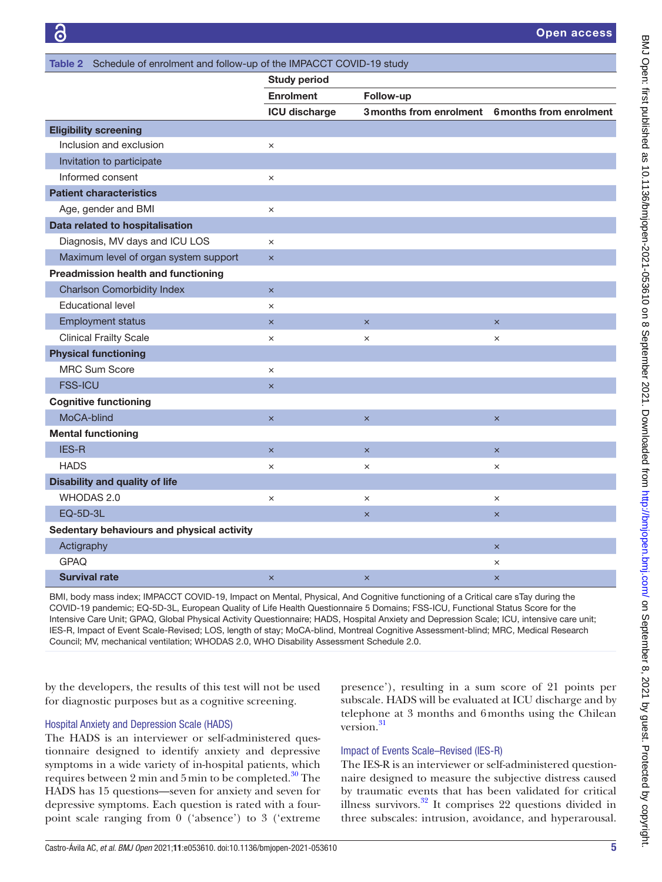**Table 2** Schedule of enrolment and follow-up of the IMPACCT COVID-19 study

| | Study period | | |
|---|---|---|---|
| | Enrolment | Follow-up | |
| | ICU discharge | 3 months from enrolment | 6 months from enrolment |
| **Eligibility screening** | | | |
| Inclusion and exclusion | × | | |
| Invitation to participate | | | |
| Informed consent | × | | |
| **Patient characteristics** | | | |
| Age, gender and BMI | × | | |
| **Data related to hospitalisation** | | | |
| Diagnosis, MV days and ICU LOS | × | | |
| Maximum level of organ system support | × | | |
| **Preadmission health and functioning** | | | |
| Charlson Comorbidity Index | × | | |
| Educational level | × | | |
| Employment status | × | × | × |
| Clinical Frailty Scale | × | × | × |
| **Physical functioning** | | | |
| MRC Sum Score | × | | |
| FSS-ICU | × | | |
| **Cognitive functioning** | | | |
| MoCA-blind | × | × | × |
| **Mental functioning** | | | |
| IES-R | × | × | × |
| HADS | × | × | × |
| **Disability and quality of life** | | | |
| WHODAS 2.0 | × | × | × |
| EQ-5D-3L | | × | × |
| **Sedentary behaviours and physical activity** | | | |
| Actigraphy | | | × |
| GPAQ | | | × |
| **Survival rate** | × | × | × |

BMI, body mass index; IMPACCT COVID-19, Impact on Mental, Physical, And Cognitive functioning of a Critical care sTay during the COVID-19 pandemic; EQ-5D-3L, European Quality of Life Health Questionnaire 5 Domains; FSS-ICU, Functional Status Score for the Intensive Care Unit; GPAQ, Global Physical Activity Questionnaire; HADS, Hospital Anxiety and Depression Scale; ICU, intensive care unit; IES-R, Impact of Event Scale-Revised; LOS, length of stay; MoCA-blind, Montreal Cognitive Assessment-blind; MRC, Medical Research Council; MV, mechanical ventilation; WHODAS 2.0, WHO Disability Assessment Schedule 2.0.

by the developers, the results of this test will not be used for diagnostic purposes but as a cognitive screening.

### Hospital Anxiety and Depression Scale (HADS)

The HADS is an interviewer or self-administered questionnaire designed to identify anxiety and depressive symptoms in a wide variety of in-hospital patients, which requires between 2 min and 5 min to be completed.[30] The HADS has 15 questions—seven for anxiety and seven for depressive symptoms. Each question is rated with a four-point scale ranging from 0 ('absence') to 3 ('extreme presence'), resulting in a sum score of 21 points per subscale. HADS will be evaluated at ICU discharge and by telephone at 3 months and 6 months using the Chilean version.[31]

### Impact of Events Scale–Revised (IES-R)

The IES-R is an interviewer or self-administered questionnaire designed to measure the subjective distress caused by traumatic events that has been validated for critical illness survivors.[32] It comprises 22 questions divided in three subscales: intrusion, avoidance, and hyperarousal.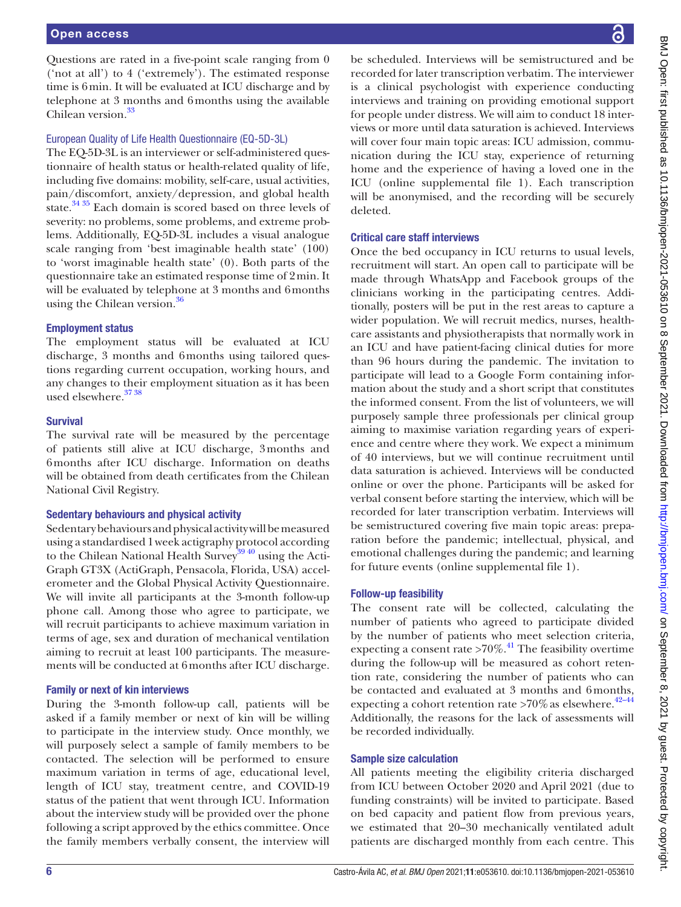Questions are rated in a five-point scale ranging from 0 ('not at all') to 4 ('extremely'). The estimated response time is 6 min. It will be evaluated at ICU discharge and by telephone at 3 months and 6 months using the available Chilean version.[33]

### European Quality of Life Health Questionnaire (EQ-5D-3L)

The EQ-5D-3L is an interviewer or self-administered questionnaire of health status or health-related quality of life, including five domains: mobility, self-care, usual activities, pain/discomfort, anxiety/depression, and global health state.[34 35] Each domain is scored based on three levels of severity: no problems, some problems, and extreme problems. Additionally, EQ-5D-3L includes a visual analogue scale ranging from 'best imaginable health state' (100) to 'worst imaginable health state' (0). Both parts of the questionnaire take an estimated response time of 2 min. It will be evaluated by telephone at 3 months and 6 months using the Chilean version.[36]

### Employment status

The employment status will be evaluated at ICU discharge, 3 months and 6 months using tailored questions regarding current occupation, working hours, and any changes to their employment situation as it has been used elsewhere.[37 38]

### Survival

The survival rate will be measured by the percentage of patients still alive at ICU discharge, 3 months and 6 months after ICU discharge. Information on deaths will be obtained from death certificates from the Chilean National Civil Registry.

### Sedentary behaviours and physical activity

Sedentary behaviours and physical activity will be measured using a standardised 1 week actigraphy protocol according to the Chilean National Health Survey[39 40] using the ActiGraph GT3X (ActiGraph, Pensacola, Florida, USA) accelerometer and the Global Physical Activity Questionnaire. We will invite all participants at the 3-month follow-up phone call. Among those who agree to participate, we will recruit participants to achieve maximum variation in terms of age, sex and duration of mechanical ventilation aiming to recruit at least 100 participants. The measurements will be conducted at 6 months after ICU discharge.

### Family or next of kin interviews

During the 3-month follow-up call, patients will be asked if a family member or next of kin will be willing to participate in the interview study. Once monthly, we will purposely select a sample of family members to be contacted. The selection will be performed to ensure maximum variation in terms of age, educational level, length of ICU stay, treatment centre, and COVID-19 status of the patient that went through ICU. Information about the interview study will be provided over the phone following a script approved by the ethics committee. Once the family members verbally consent, the interview will be scheduled. Interviews will be semistructured and be recorded for later transcription verbatim. The interviewer is a clinical psychologist with experience conducting interviews and training on providing emotional support for people under distress. We will aim to conduct 18 interviews or more until data saturation is achieved. Interviews will cover four main topic areas: ICU admission, communication during the ICU stay, experience of returning home and the experience of having a loved one in the ICU (online supplemental file 1). Each transcription will be anonymised, and the recording will be securely deleted.

### Critical care staff interviews

Once the bed occupancy in ICU returns to usual levels, recruitment will start. An open call to participate will be made through WhatsApp and Facebook groups of the clinicians working in the participating centres. Additionally, posters will be put in the rest areas to capture a wider population. We will recruit medics, nurses, healthcare assistants and physiotherapists that normally work in an ICU and have patient-facing clinical duties for more than 96 hours during the pandemic. The invitation to participate will lead to a Google Form containing information about the study and a short script that constitutes the informed consent. From the list of volunteers, we will purposely sample three professionals per clinical group aiming to maximise variation regarding years of experience and centre where they work. We expect a minimum of 40 interviews, but we will continue recruitment until data saturation is achieved. Interviews will be conducted online or over the phone. Participants will be asked for verbal consent before starting the interview, which will be recorded for later transcription verbatim. Interviews will be semistructured covering five main topic areas: preparation before the pandemic; intellectual, physical, and emotional challenges during the pandemic; and learning for future events (online supplemental file 1).

### Follow-up feasibility

The consent rate will be collected, calculating the number of patients who agreed to participate divided by the number of patients who meet selection criteria, expecting a consent rate >70%.[41] The feasibility overtime during the follow-up will be measured as cohort retention rate, considering the number of patients who can be contacted and evaluated at 3 months and 6 months, expecting a cohort retention rate >70% as elsewhere.[42–44] Additionally, the reasons for the lack of assessments will be recorded individually.

### Sample size calculation

All patients meeting the eligibility criteria discharged from ICU between October 2020 and April 2021 (due to funding constraints) will be invited to participate. Based on bed capacity and patient flow from previous years, we estimated that 20–30 mechanically ventilated adult patients are discharged monthly from each centre. This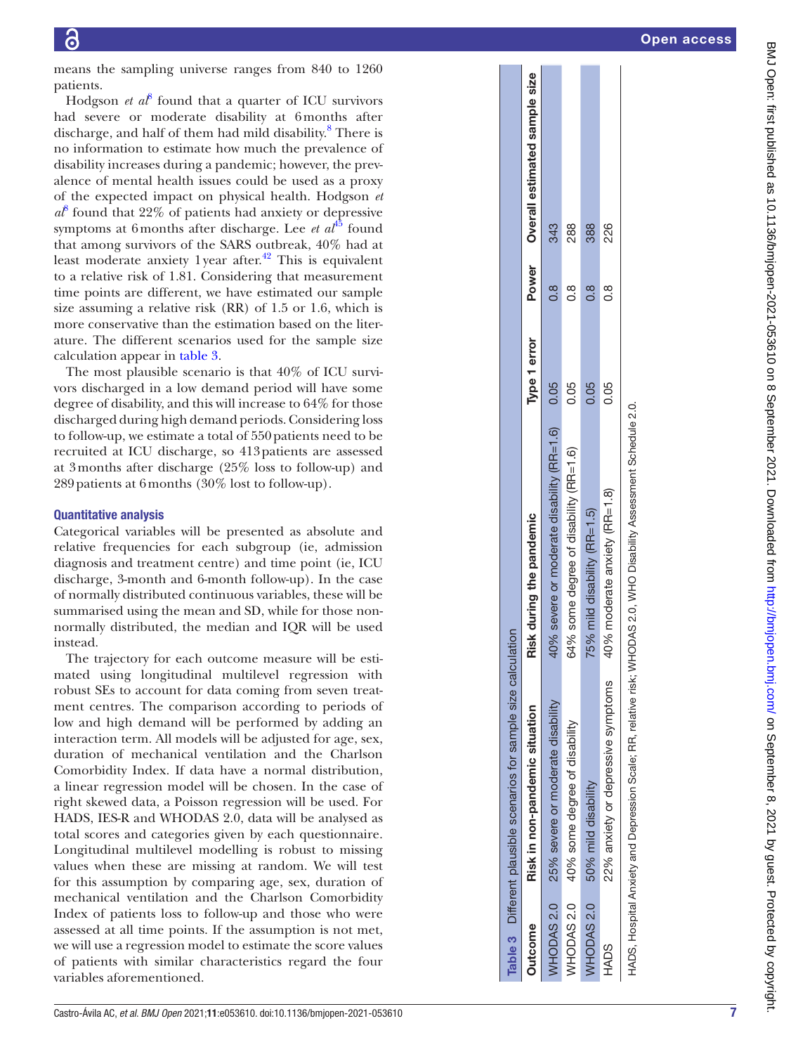means the sampling universe ranges from 840 to 1260 patients.

Hodgson *et al*[8] found that a quarter of ICU survivors had severe or moderate disability at 6 months after discharge, and half of them had mild disability.[8] There is no information to estimate how much the prevalence of disability increases during a pandemic; however, the prevalence of mental health issues could be used as a proxy of the expected impact on physical health. Hodgson *et al*[8] found that 22% of patients had anxiety or depressive symptoms at 6 months after discharge. Lee *et al*[45] found that among survivors of the SARS outbreak, 40% had at least moderate anxiety 1 year after.[42] This is equivalent to a relative risk of 1.81. Considering that measurement time points are different, we have estimated our sample size assuming a relative risk (RR) of 1.5 or 1.6, which is more conservative than the estimation based on the literature. The different scenarios used for the sample size calculation appear in table 3.

The most plausible scenario is that 40% of ICU survivors discharged in a low demand period will have some degree of disability, and this will increase to 64% for those discharged during high demand periods. Considering loss to follow-up, we estimate a total of 550 patients need to be recruited at ICU discharge, so 413 patients are assessed at 3 months after discharge (25% loss to follow-up) and 289 patients at 6 months (30% lost to follow-up).

### Quantitative analysis

Categorical variables will be presented as absolute and relative frequencies for each subgroup (ie, admission diagnosis and treatment centre) and time point (ie, ICU discharge, 3-month and 6-month follow-up). In the case of normally distributed continuous variables, these will be summarised using the mean and SD, while for those non-normally distributed, the median and IQR will be used instead.

The trajectory for each outcome measure will be estimated using longitudinal multilevel regression with robust SEs to account for data coming from seven treatment centres. The comparison according to periods of low and high demand will be performed by adding an interaction term. All models will be adjusted for age, sex, duration of mechanical ventilation and the Charlson Comorbidity Index. If data have a normal distribution, a linear regression model will be chosen. In the case of right skewed data, a Poisson regression will be used. For HADS, IES-R and WHODAS 2.0, data will be analysed as total scores and categories given by each questionnaire. Longitudinal multilevel modelling is robust to missing values when these are missing at random. We will test for this assumption by comparing age, sex, duration of mechanical ventilation and the Charlson Comorbidity Index of patients loss to follow-up and those who were assessed at all time points. If the assumption is not met, we will use a regression model to estimate the score values of patients with similar characteristics regard the four variables aforementioned.

**Table 3** Different plausible scenarios for sample size calculation

| Outcome | Risk in non-pandemic situation | Risk during the pandemic | Type 1 error | Power | Overall estimated sample size |
|---|---|---|---|---|---|
| WHODAS 2.0 | 25% severe or moderate disability | 40% severe or moderate disability (RR=1.6) | 0.05 | 0.8 | 343 |
| WHODAS 2.0 | 40% some degree of disability | 64% some degree of disability (RR=1.6) | 0.05 | 0.8 | 288 |
| WHODAS 2.0 | 50% mild disability | 75% mild disability (RR=1.5) | 0.05 | 0.8 | 388 |
| HADS | 22% anxiety or depressive symptoms | 40% moderate anxiety (RR=1.8) | 0.05 | 0.8 | 226 |

HADS, Hospital Anxiety and Depression Scale; RR, relative risk; WHODAS 2.0, WHO Disability Assessment Schedule 2.0.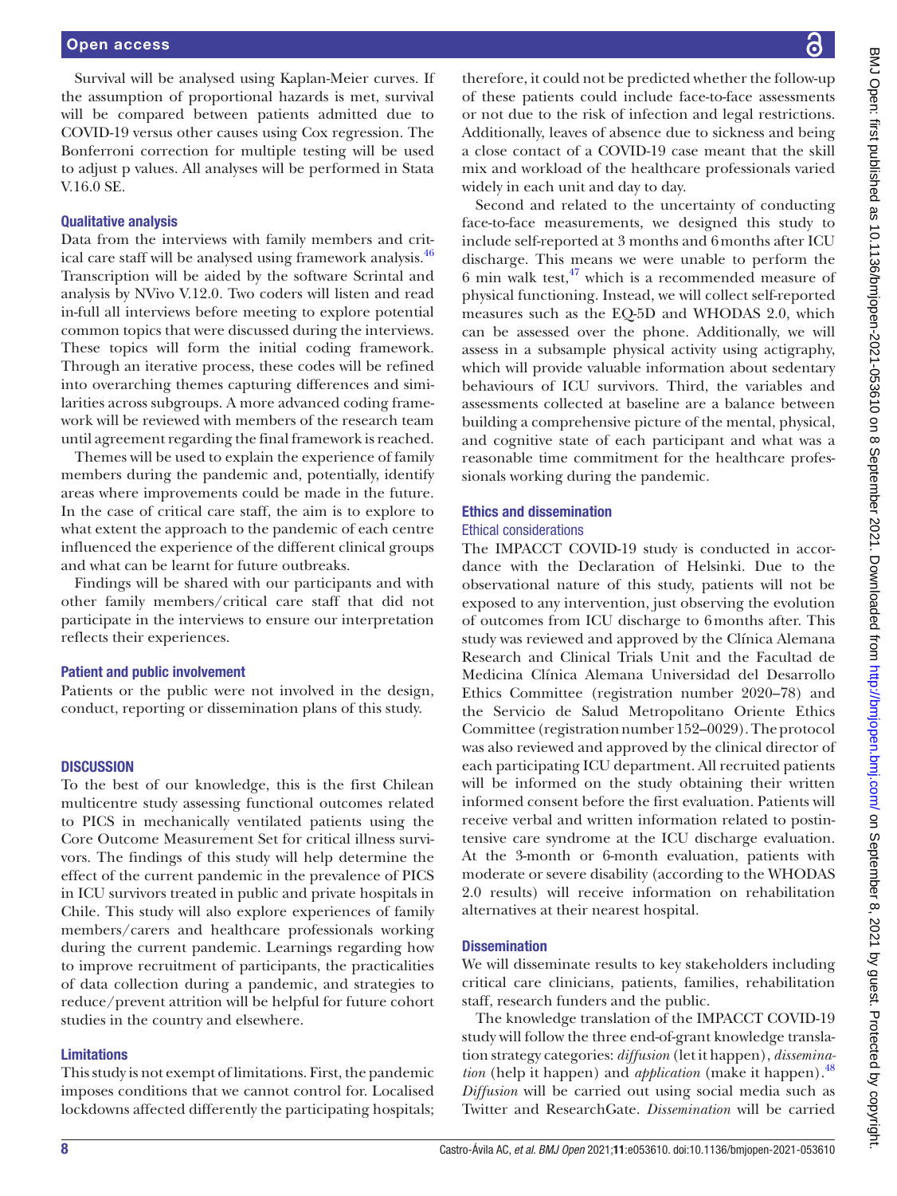Survival will be analysed using Kaplan-Meier curves. If the assumption of proportional hazards is met, survival will be compared between patients admitted due to COVID-19 versus other causes using Cox regression. The Bonferroni correction for multiple testing will be used to adjust p values. All analyses will be performed in Stata V.16.0 SE.

### Qualitative analysis

Data from the interviews with family members and critical care staff will be analysed using framework analysis.[46] Transcription will be aided by the software Scrintal and analysis by NVivo V.12.0. Two coders will listen and read in-full all interviews before meeting to explore potential common topics that were discussed during the interviews. These topics will form the initial coding framework. Through an iterative process, these codes will be refined into overarching themes capturing differences and similarities across subgroups. A more advanced coding framework will be reviewed with members of the research team until agreement regarding the final framework is reached.

Themes will be used to explain the experience of family members during the pandemic and, potentially, identify areas where improvements could be made in the future. In the case of critical care staff, the aim is to explore to what extent the approach to the pandemic of each centre influenced the experience of the different clinical groups and what can be learnt for future outbreaks.

Findings will be shared with our participants and with other family members/critical care staff that did not participate in the interviews to ensure our interpretation reflects their experiences.

### Patient and public involvement

Patients or the public were not involved in the design, conduct, reporting or dissemination plans of this study.

## DISCUSSION

To the best of our knowledge, this is the first Chilean multicentre study assessing functional outcomes related to PICS in mechanically ventilated patients using the Core Outcome Measurement Set for critical illness survivors. The findings of this study will help determine the effect of the current pandemic in the prevalence of PICS in ICU survivors treated in public and private hospitals in Chile. This study will also explore experiences of family members/carers and healthcare professionals working during the current pandemic. Learnings regarding how to improve recruitment of participants, the practicalities of data collection during a pandemic, and strategies to reduce/prevent attrition will be helpful for future cohort studies in the country and elsewhere.

### Limitations

This study is not exempt of limitations. First, the pandemic imposes conditions that we cannot control for. Localised lockdowns affected differently the participating hospitals; therefore, it could not be predicted whether the follow-up of these patients could include face-to-face assessments or not due to the risk of infection and legal restrictions. Additionally, leaves of absence due to sickness and being a close contact of a COVID-19 case meant that the skill mix and workload of the healthcare professionals varied widely in each unit and day to day.

Second and related to the uncertainty of conducting face-to-face measurements, we designed this study to include self-reported at 3 months and 6 months after ICU discharge. This means we were unable to perform the 6 min walk test,[47] which is a recommended measure of physical functioning. Instead, we will collect self-reported measures such as the EQ-5D and WHODAS 2.0, which can be assessed over the phone. Additionally, we will assess in a subsample physical activity using actigraphy, which will provide valuable information about sedentary behaviours of ICU survivors. Third, the variables and assessments collected at baseline are a balance between building a comprehensive picture of the mental, physical, and cognitive state of each participant and what was a reasonable time commitment for the healthcare professionals working during the pandemic.

## Ethics and dissemination

### Ethical considerations

The IMPACCT COVID-19 study is conducted in accordance with the Declaration of Helsinki. Due to the observational nature of this study, patients will not be exposed to any intervention, just observing the evolution of outcomes from ICU discharge to 6 months after. This study was reviewed and approved by the Clínica Alemana Research and Clinical Trials Unit and the Facultad de Medicina Clínica Alemana Universidad del Desarrollo Ethics Committee (registration number 2020–78) and the Servicio de Salud Metropolitano Oriente Ethics Committee (registration number 152–0029). The protocol was also reviewed and approved by the clinical director of each participating ICU department. All recruited patients will be informed on the study obtaining their written informed consent before the first evaluation. Patients will receive verbal and written information related to postintensive care syndrome at the ICU discharge evaluation. At the 3-month or 6-month evaluation, patients with moderate or severe disability (according to the WHODAS 2.0 results) will receive information on rehabilitation alternatives at their nearest hospital.

### Dissemination

We will disseminate results to key stakeholders including critical care clinicians, patients, families, rehabilitation staff, research funders and the public.

The knowledge translation of the IMPACCT COVID-19 study will follow the three end-of-grant knowledge translation strategy categories: *diffusion* (let it happen), *dissemination* (help it happen) and *application* (make it happen).[48] *Diffusion* will be carried out using social media such as Twitter and ResearchGate. *Dissemination* will be carried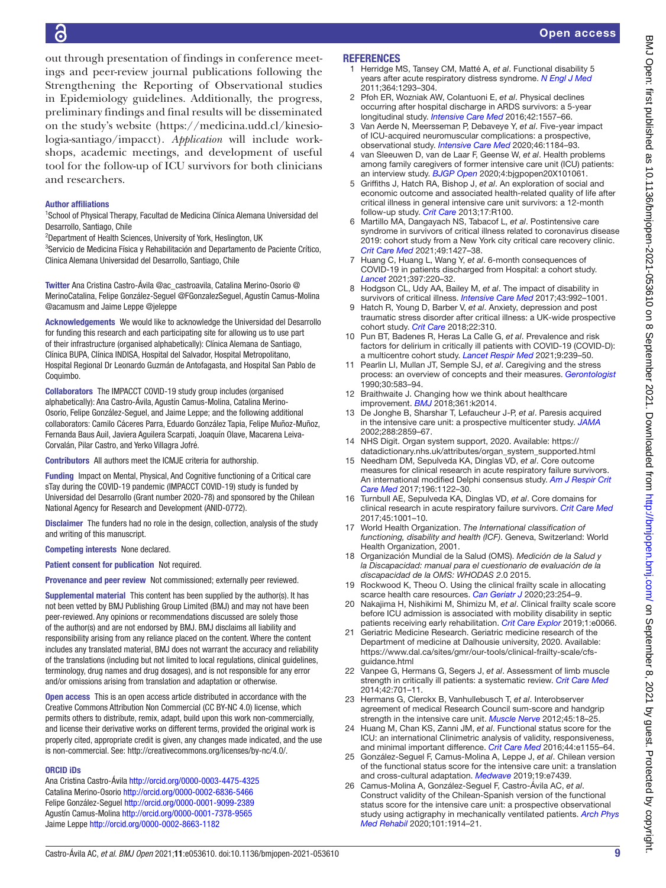out through presentation of findings in conference meetings and peer-review journal publications following the Strengthening the Reporting of Observational studies in Epidemiology guidelines. Additionally, the progress, preliminary findings and final results will be disseminated on the study's website (https://medicina.udd.cl/kinesiologia-santiago/impacct). *Application* will include workshops, academic meetings, and development of useful tool for the follow-up of ICU survivors for both clinicians and researchers.

**Author affiliations**

[1]School of Physical Therapy, Facultad de Medicina Clínica Alemana Universidad del Desarrollo, Santiago, Chile
[2]Department of Health Sciences, University of York, Heslington, UK
[3]Servicio de Medicina Física y Rehabilitación and Departamento de Paciente Crítico, Clinica Alemana Universidad del Desarrollo, Santiago, Chile

**Twitter** Ana Cristina Castro-Ávila @ac_castroavila, Catalina Merino-Osorio @MerinoCatalina, Felipe González-Seguel @FGonzalezSeguel, Agustín Camus-Molina @acamusm and Jaime Leppe @jeleppe

**Acknowledgements** We would like to acknowledge the Universidad del Desarrollo for funding this research and each participating site for allowing us to use part of their infrastructure (organised alphabetically): Clínica Alemana de Santiago, Clínica BUPA, Clínica INDISA, Hospital del Salvador, Hospital Metropolitano, Hospital Regional Dr Leonardo Guzmán de Antofagasta, and Hospital San Pablo de Coquimbo.

**Collaborators** The IMPACCT COVID-19 study group includes (organised alphabetically): Ana Castro-Ávila, Agustín Camus-Molina, Catalina Merino-Osorio, Felipe González-Seguel, and Jaime Leppe; and the following additional collaborators: Camilo Cáceres Parra, Eduardo González Tapia, Felipe Muñoz-Muñoz, Fernanda Baus Auil, Javiera Aguilera Scarpati, Joaquín Olave, Macarena Leiva-Corvalán, Pilar Castro, and Yerko Villagra Jofré.

**Contributors** All authors meet the ICMJE criteria for authorship.

**Funding** Impact on Mental, Physical, And Cognitive functioning of a Critical care sTay during the COVID-19 pandemic (IMPACCT COVID-19) study is funded by Universidad del Desarrollo (Grant number 2020-78) and sponsored by the Chilean National Agency for Research and Development (ANID-0772).

**Disclaimer** The funders had no role in the design, collection, analysis of the study and writing of this manuscript.

**Competing interests** None declared.

**Patient consent for publication** Not required.

**Provenance and peer review** Not commissioned; externally peer reviewed.

**Supplemental material** This content has been supplied by the author(s). It has not been vetted by BMJ Publishing Group Limited (BMJ) and may not have been peer-reviewed. Any opinions or recommendations discussed are solely those of the author(s) and are not endorsed by BMJ. BMJ disclaims all liability and responsibility arising from any reliance placed on the content. Where the content includes any translated material, BMJ does not warrant the accuracy and reliability of the translations (including but not limited to local regulations, clinical guidelines, terminology, drug names and drug dosages), and is not responsible for any error and/or omissions arising from translation and adaptation or otherwise.

**Open access** This is an open access article distributed in accordance with the Creative Commons Attribution Non Commercial (CC BY-NC 4.0) license, which permits others to distribute, remix, adapt, build upon this work non-commercially, and license their derivative works on different terms, provided the original work is properly cited, appropriate credit is given, any changes made indicated, and the use is non-commercial. See: http://creativecommons.org/licenses/by-nc/4.0/.

**ORCID iDs**

Ana Cristina Castro-Ávila http://orcid.org/0000-0003-4475-4325
Catalina Merino-Osorio http://orcid.org/0000-0002-6836-5466
Felipe González-Seguel http://orcid.org/0000-0001-9099-2389
Agustín Camus-Molina http://orcid.org/0000-0001-7378-9565
Jaime Leppe http://orcid.org/0000-0002-8663-1182

## REFERENCES

1. Herridge MS, Tansey CM, Matté A, *et al*. Functional disability 5 years after acute respiratory distress syndrome. *N Engl J Med* 2011;364:1293–304.
2. Pfoh ER, Wozniak AW, Colantuoni E, *et al*. Physical declines occurring after hospital discharge in ARDS survivors: a 5-year longitudinal study. *Intensive Care Med* 2016;42:1557–66.
3. Van Aerde N, Meersseman P, Debaveye Y, *et al*. Five-year impact of ICU-acquired neuromuscular complications: a prospective, observational study. *Intensive Care Med* 2020;46:1184–93.
4. van Sleeuwen D, van de Laar F, Geense W, *et al*. Health problems among family caregivers of former intensive care unit (ICU) patients: an interview study. *BJGP Open* 2020;4:bjgpopen20X101061.
5. Griffiths J, Hatch RA, Bishop J, *et al*. An exploration of social and economic outcome and associated health-related quality of life after critical illness in general intensive care unit survivors: a 12-month follow-up study. *Crit Care* 2013;17:R100.
6. Martillo MA, Dangayach NS, Tabacof L, *et al*. Postintensive care syndrome in survivors of critical illness related to coronavirus disease 2019: cohort study from a New York city critical care recovery clinic. *Crit Care Med* 2021;49:1427–38.
7. Huang C, Huang L, Wang Y, *et al*. 6-month consequences of COVID-19 in patients discharged from Hospital: a cohort study. *Lancet* 2021;397:220–32.
8. Hodgson CL, Udy AA, Bailey M, *et al*. The impact of disability in survivors of critical illness. *Intensive Care Med* 2017;43:992–1001.
9. Hatch R, Young D, Barber V, *et al*. Anxiety, depression and post traumatic stress disorder after critical illness: a UK-wide prospective cohort study. *Crit Care* 2018;22:310.
10. Pun BT, Badenes R, Heras La Calle G, *et al*. Prevalence and risk factors for delirium in critically ill patients with COVID-19 (COVID-D): a multicentre cohort study. *Lancet Respir Med* 2021;9:239–50.
11. Pearlin LI, Mullan JT, Semple SJ, *et al*. Caregiving and the stress process: an overview of concepts and their measures. *Gerontologist* 1990;30:583–94.
12. Braithwaite J. Changing how we think about healthcare improvement. *BMJ* 2018;361:k2014.
13. De Jonghe B, Sharshar T, Lefaucheur J-P, *et al*. Paresis acquired in the intensive care unit: a prospective multicenter study. *JAMA* 2002;288:2859–67.
14. NHS Digit. Organ system support, 2020. Available: https://datadictionary.nhs.uk/attributes/organ_system_supported.html
15. Needham DM, Sepulveda KA, Dinglas VD, *et al*. Core outcome measures for clinical research in acute respiratory failure survivors. An international modified Delphi consensus study. *Am J Respir Crit Care Med* 2017;196:1122–30.
16. Turnbull AE, Sepulveda KA, Dinglas VD, *et al*. Core domains for clinical research in acute respiratory failure survivors. *Crit Care Med* 2017;45:1001–10.
17. World Health Organization. *The International classification of functioning, disability and health (ICF)*. Geneva, Switzerland: World Health Organization, 2001.
18. Organización Mundial de la Salud (OMS). *Medición de la Salud y la Discapacidad: manual para el cuestionario de evaluación de la discapacidad de la OMS: WHODAS 2.0* 2015.
19. Rockwood K, Theou O. Using the clinical frailty scale in allocating scarce health care resources. *Can Geriatr J* 2020;23:254–9.
20. Nakajima H, Nishikimi M, Shimizu M, *et al*. Clinical frailty scale score before ICU admission is associated with mobility disability in septic patients receiving early rehabilitation. *Crit Care Explor* 2019;1:e0066.
21. Geriatric Medicine Research. Geriatric medicine research of the Department of medicine at Dalhousie university, 2020. Available: https://www.dal.ca/sites/gmr/our-tools/clinical-frailty-scale/cfs-guidance.html
22. Vanpee G, Hermans G, Segers J, *et al*. Assessment of limb muscle strength in critically ill patients: a systematic review. *Crit Care Med* 2014;42:701–11.
23. Hermans G, Clerckx B, Vanhullebusch T, *et al*. Interobserver agreement of medical Research Council sum-score and handgrip strength in the intensive care unit. *Muscle Nerve* 2012;45:18–25.
24. Huang M, Chan KS, Zanni JM, *et al*. Functional status score for the ICU: an international Clinimetric analysis of validity, responsiveness, and minimal important difference. *Crit Care Med* 2016;44:e1155–64.
25. González-Seguel F, Camus-Molina A, Leppe J, *et al*. Chilean version of the functional status score for the intensive care unit: a translation and cross-cultural adaptation. *Medwave* 2019;19:e7439.
26. Camus-Molina A, González-Seguel F, Castro-Ávila AC, *et al*. Construct validity of the Chilean-Spanish version of the functional status score for the intensive care unit: a prospective observational study using actigraphy in mechanically ventilated patients. *Arch Phys Med Rehabil* 2020;101:1914–21.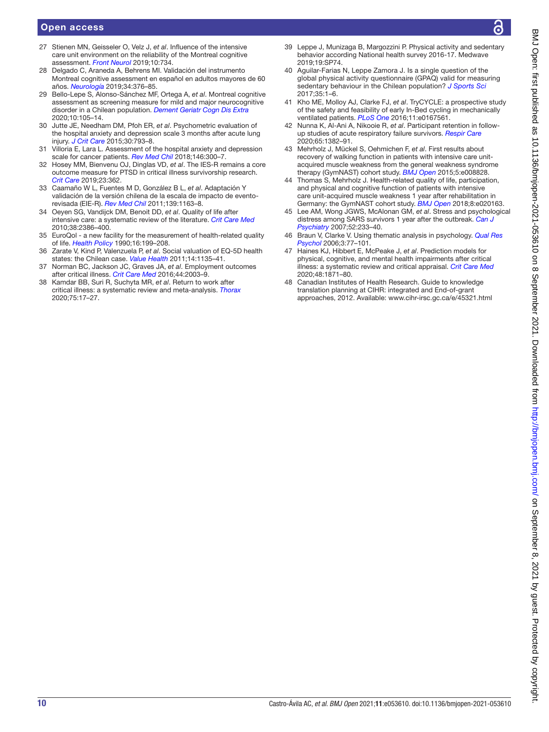27 Stienen MN, Geisseler O, Velz J, *et al*. Influence of the intensive care unit environment on the reliability of the Montreal cognitive assessment. *Front Neurol* 2019;10:734.

28 Delgado C, Araneda A, Behrens MI. Validación del instrumento Montreal cognitive assessment en español en adultos mayores de 60 años. *Neurología* 2019;34:376–85.

29 Bello-Lepe S, Alonso-Sánchez MF, Ortega A, *et al*. Montreal cognitive assessment as screening measure for mild and major neurocognitive disorder in a Chilean population. *Dement Geriatr Cogn Dis Extra* 2020;10:105–14.

30 Jutte JE, Needham DM, Pfoh ER, *et al*. Psychometric evaluation of the hospital anxiety and depression scale 3 months after acute lung injury. *J Crit Care* 2015;30:793–8.

31 Villoria E, Lara L. Assessment of the hospital anxiety and depression scale for cancer patients. *Rev Med Chil* 2018;146:300–7.

32 Hosey MM, Bienvenu OJ, Dinglas VD, *et al*. The IES-R remains a core outcome measure for PTSD in critical illness survivorship research. *Crit Care* 2019;23:362.

33 Caamaño W L, Fuentes M D, González B L, *et al*. Adaptación Y validación de la versión chilena de la escala de impacto de evento-revisada (EIE-R). *Rev Med Chil* 2011;139:1163–8.

34 Oeyen SG, Vandijck DM, Benoit DD, *et al*. Quality of life after intensive care: a systematic review of the literature. *Crit Care Med* 2010;38:2386–400.

35 EuroQol - a new facility for the measurement of health-related quality of life. *Health Policy* 1990;16:199–208.

36 Zarate V, Kind P, Valenzuela P, *et al*. Social valuation of EQ-5D health states: the Chilean case. *Value Health* 2011;14:1135–41.

37 Norman BC, Jackson JC, Graves JA, *et al*. Employment outcomes after critical illness. *Crit Care Med* 2016;44:2003–9.

38 Kamdar BB, Suri R, Suchyta MR, *et al*. Return to work after critical illness: a systematic review and meta-analysis. *Thorax* 2020;75:17–27.

39 Leppe J, Munizaga B, Margozzini P. Physical activity and sedentary behavior according National health survey 2016-17. Medwave 2019;19:SP74.

40 Aguilar-Farias N, Leppe Zamora J. Is a single question of the global physical activity questionnaire (GPAQ) valid for measuring sedentary behaviour in the Chilean population? *J Sports Sci* 2017;35:1–6.

41 Kho ME, Molloy AJ, Clarke FJ, *et al*. TryCYCLE: a prospective study of the safety and feasibility of early In-Bed cycling in mechanically ventilated patients. *PLoS One* 2016;11:e0167561.

42 Nunna K, Al-Ani A, Nikooie R, *et al*. Participant retention in follow-up studies of acute respiratory failure survivors. *Respir Care* 2020;65:1382–91.

43 Mehrholz J, Mückel S, Oehmichen F, *et al*. First results about recovery of walking function in patients with intensive care unit-acquired muscle weakness from the general weakness syndrome therapy (GymNAST) cohort study. *BMJ Open* 2015;5:e008828.

44 Thomas S, Mehrholz J. Health-related quality of life, participation, and physical and cognitive function of patients with intensive care unit-acquired muscle weakness 1 year after rehabilitation in Germany: the GymNAST cohort study. *BMJ Open* 2018;8:e020163.

45 Lee AM, Wong JGWS, McAlonan GM, *et al*. Stress and psychological distress among SARS survivors 1 year after the outbreak. *Can J Psychiatry* 2007;52:233–40.

46 Braun V, Clarke V. Using thematic analysis in psychology. *Qual Res Psychol* 2006;3:77–101.

47 Haines KJ, Hibbert E, McPeake J, *et al*. Prediction models for physical, cognitive, and mental health impairments after critical illness: a systematic review and critical appraisal. *Crit Care Med* 2020;48:1871–80.

48 Canadian Institutes of Health Research. Guide to knowledge translation planning at CIHR: integrated and End-of-grant approaches, 2012. Available: www.cihr-irsc.gc.ca/e/45321.html